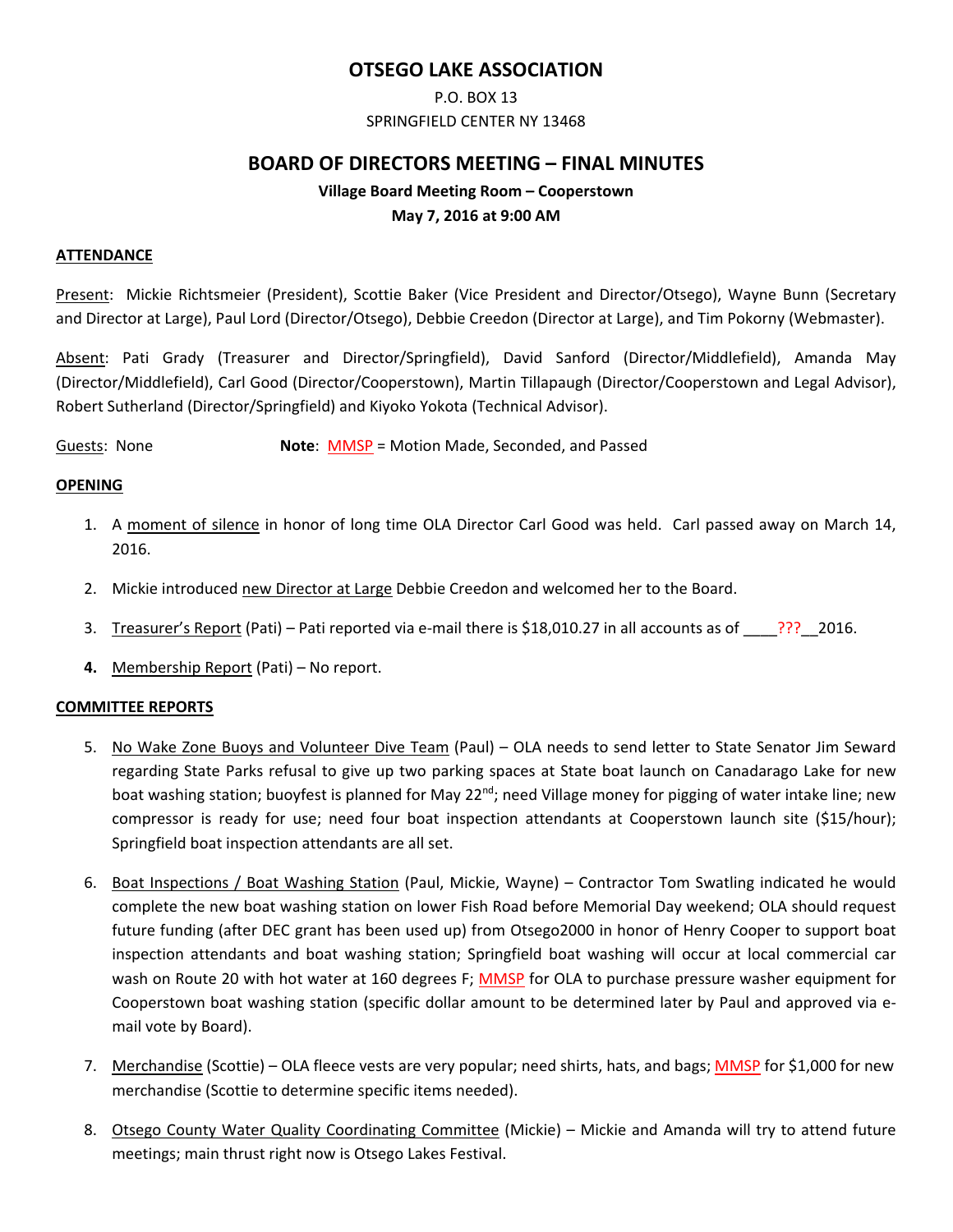# OTSEGO LAKE ASSOCIATION

P.O. BOX 13
SPRINGFIELD CENTER NY 13468

## BOARD OF DIRECTORS MEETING – FINAL MINUTES

**Village Board Meeting Room – Cooperstown**
**May 7, 2016 at 9:00 AM**

### ATTENDANCE

Present: Mickie Richtsmeier (President), Scottie Baker (Vice President and Director/Otsego), Wayne Bunn (Secretary and Director at Large), Paul Lord (Director/Otsego), Debbie Creedon (Director at Large), and Tim Pokorny (Webmaster).

Absent: Pati Grady (Treasurer and Director/Springfield), David Sanford (Director/Middlefield), Amanda May (Director/Middlefield), Carl Good (Director/Cooperstown), Martin Tillapaugh (Director/Cooperstown and Legal Advisor), Robert Sutherland (Director/Springfield) and Kiyoko Yokota (Technical Advisor).

Guests: None **Note**: MMSP = Motion Made, Seconded, and Passed

### OPENING

1. A moment of silence in honor of long time OLA Director Carl Good was held. Carl passed away on March 14, 2016.
2. Mickie introduced new Director at Large Debbie Creedon and welcomed her to the Board.
3. Treasurer's Report (Pati) – Pati reported via e-mail there is $18,010.27 in all accounts as of ____???__2016.
4. Membership Report (Pati) – No report.

### COMMITTEE REPORTS

5. No Wake Zone Buoys and Volunteer Dive Team (Paul) – OLA needs to send letter to State Senator Jim Seward regarding State Parks refusal to give up two parking spaces at State boat launch on Canadarago Lake for new boat washing station; buoyfest is planned for May 22nd; need Village money for pigging of water intake line; new compressor is ready for use; need four boat inspection attendants at Cooperstown launch site ($15/hour); Springfield boat inspection attendants are all set.
6. Boat Inspections / Boat Washing Station (Paul, Mickie, Wayne) – Contractor Tom Swatling indicated he would complete the new boat washing station on lower Fish Road before Memorial Day weekend; OLA should request future funding (after DEC grant has been used up) from Otsego2000 in honor of Henry Cooper to support boat inspection attendants and boat washing station; Springfield boat washing will occur at local commercial car wash on Route 20 with hot water at 160 degrees F; MMSP for OLA to purchase pressure washer equipment for Cooperstown boat washing station (specific dollar amount to be determined later by Paul and approved via e-mail vote by Board).
7. Merchandise (Scottie) – OLA fleece vests are very popular; need shirts, hats, and bags; MMSP for $1,000 for new merchandise (Scottie to determine specific items needed).
8. Otsego County Water Quality Coordinating Committee (Mickie) – Mickie and Amanda will try to attend future meetings; main thrust right now is Otsego Lakes Festival.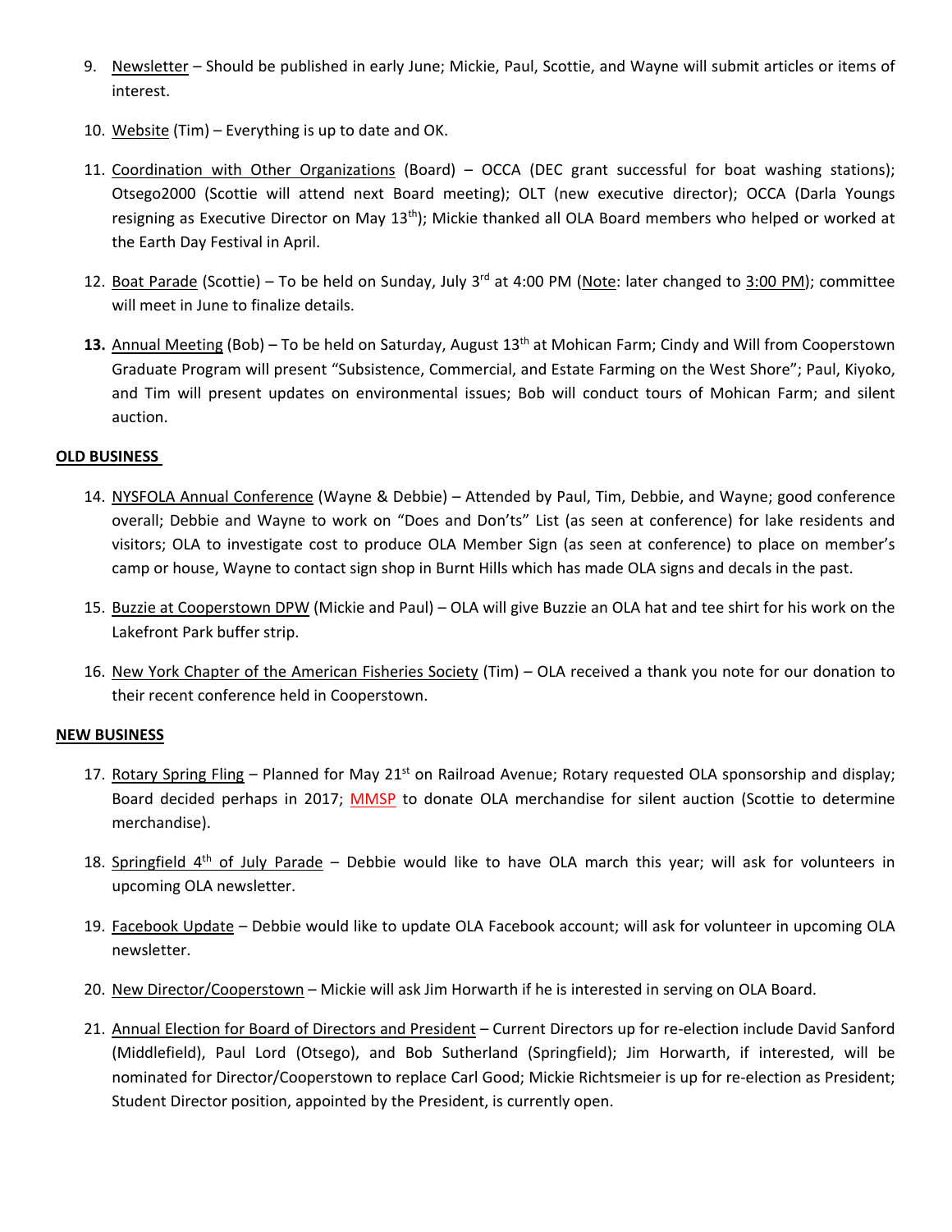9. <u>Newsletter</u> – Should be published in early June; Mickie, Paul, Scottie, and Wayne will submit articles or items of interest.

10. <u>Website</u> (Tim) – Everything is up to date and OK.

11. <u>Coordination with Other Organizations</u> (Board) – OCCA (DEC grant successful for boat washing stations); Otsego2000 (Scottie will attend next Board meeting); OLT (new executive director); OCCA (Darla Youngs resigning as Executive Director on May 13th); Mickie thanked all OLA Board members who helped or worked at the Earth Day Festival in April.

12. <u>Boat Parade</u> (Scottie) – To be held on Sunday, July 3rd at 4:00 PM (<u>Note</u>: later changed to <u>3:00 PM</u>); committee will meet in June to finalize details.

13. **13.** <u>Annual Meeting</u> (Bob) – To be held on Saturday, August 13th at Mohican Farm; Cindy and Will from Cooperstown Graduate Program will present "Subsistence, Commercial, and Estate Farming on the West Shore"; Paul, Kiyoko, and Tim will present updates on environmental issues; Bob will conduct tours of Mohican Farm; and silent auction.

**OLD BUSINESS**

14. <u>NYSFOLA Annual Conference</u> (Wayne & Debbie) – Attended by Paul, Tim, Debbie, and Wayne; good conference overall; Debbie and Wayne to work on "Does and Don'ts" List (as seen at conference) for lake residents and visitors; OLA to investigate cost to produce OLA Member Sign (as seen at conference) to place on member's camp or house, Wayne to contact sign shop in Burnt Hills which has made OLA signs and decals in the past.

15. <u>Buzzie at Cooperstown DPW</u> (Mickie and Paul) – OLA will give Buzzie an OLA hat and tee shirt for his work on the Lakefront Park buffer strip.

16. <u>New York Chapter of the American Fisheries Society</u> (Tim) – OLA received a thank you note for our donation to their recent conference held in Cooperstown.

**NEW BUSINESS**

17. <u>Rotary Spring Fling</u> – Planned for May 21st on Railroad Avenue; Rotary requested OLA sponsorship and display; Board decided perhaps in 2017; <u>MMSP</u> to donate OLA merchandise for silent auction (Scottie to determine merchandise).

18. <u>Springfield 4th of July Parade</u> – Debbie would like to have OLA march this year; will ask for volunteers in upcoming OLA newsletter.

19. <u>Facebook Update</u> – Debbie would like to update OLA Facebook account; will ask for volunteer in upcoming OLA newsletter.

20. <u>New Director/Cooperstown</u> – Mickie will ask Jim Horwarth if he is interested in serving on OLA Board.

21. <u>Annual Election for Board of Directors and President</u> – Current Directors up for re-election include David Sanford (Middlefield), Paul Lord (Otsego), and Bob Sutherland (Springfield); Jim Horwarth, if interested, will be nominated for Director/Cooperstown to replace Carl Good; Mickie Richtsmeier is up for re-election as President; Student Director position, appointed by the President, is currently open.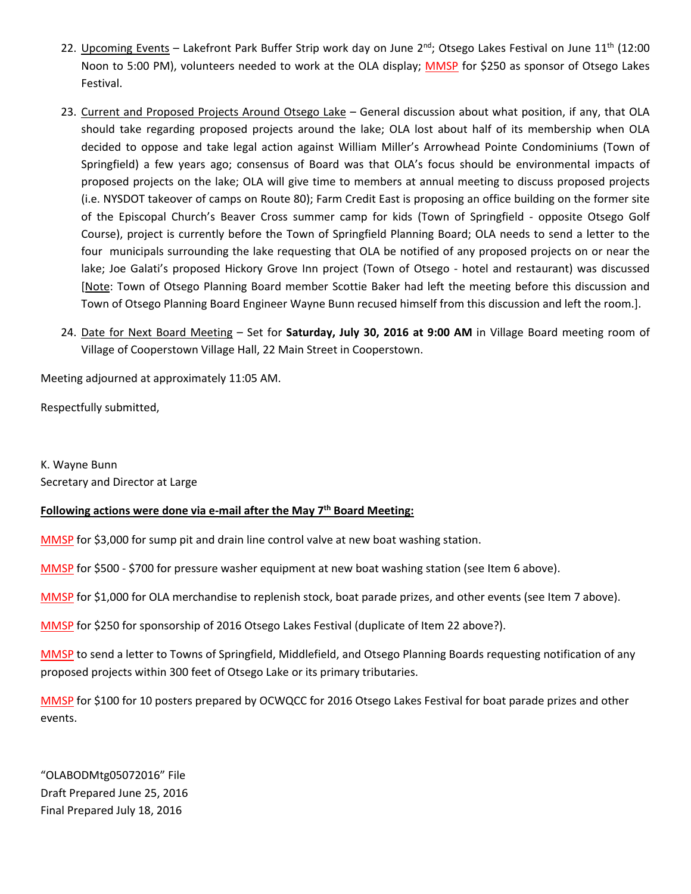22. Upcoming Events – Lakefront Park Buffer Strip work day on June 2nd; Otsego Lakes Festival on June 11th (12:00 Noon to 5:00 PM), volunteers needed to work at the OLA display; MMSP for $250 as sponsor of Otsego Lakes Festival.

23. Current and Proposed Projects Around Otsego Lake – General discussion about what position, if any, that OLA should take regarding proposed projects around the lake; OLA lost about half of its membership when OLA decided to oppose and take legal action against William Miller's Arrowhead Pointe Condominiums (Town of Springfield) a few years ago; consensus of Board was that OLA's focus should be environmental impacts of proposed projects on the lake; OLA will give time to members at annual meeting to discuss proposed projects (i.e. NYSDOT takeover of camps on Route 80); Farm Credit East is proposing an office building on the former site of the Episcopal Church's Beaver Cross summer camp for kids (Town of Springfield - opposite Otsego Golf Course), project is currently before the Town of Springfield Planning Board; OLA needs to send a letter to the four municipals surrounding the lake requesting that OLA be notified of any proposed projects on or near the lake; Joe Galati's proposed Hickory Grove Inn project (Town of Otsego - hotel and restaurant) was discussed [Note: Town of Otsego Planning Board member Scottie Baker had left the meeting before this discussion and Town of Otsego Planning Board Engineer Wayne Bunn recused himself from this discussion and left the room.].

24. Date for Next Board Meeting – Set for **Saturday, July 30, 2016 at 9:00 AM** in Village Board meeting room of Village of Cooperstown Village Hall, 22 Main Street in Cooperstown.

Meeting adjourned at approximately 11:05 AM.

Respectfully submitted,

K. Wayne Bunn
Secretary and Director at Large

**Following actions were done via e-mail after the May 7th Board Meeting:**

MMSP for $3,000 for sump pit and drain line control valve at new boat washing station.

MMSP for $500 - $700 for pressure washer equipment at new boat washing station (see Item 6 above).

MMSP for $1,000 for OLA merchandise to replenish stock, boat parade prizes, and other events (see Item 7 above).

MMSP for $250 for sponsorship of 2016 Otsego Lakes Festival (duplicate of Item 22 above?).

MMSP to send a letter to Towns of Springfield, Middlefield, and Otsego Planning Boards requesting notification of any proposed projects within 300 feet of Otsego Lake or its primary tributaries.

MMSP for $100 for 10 posters prepared by OCWQCC for 2016 Otsego Lakes Festival for boat parade prizes and other events.

"OLABODMtg05072016" File
Draft Prepared June 25, 2016
Final Prepared July 18, 2016